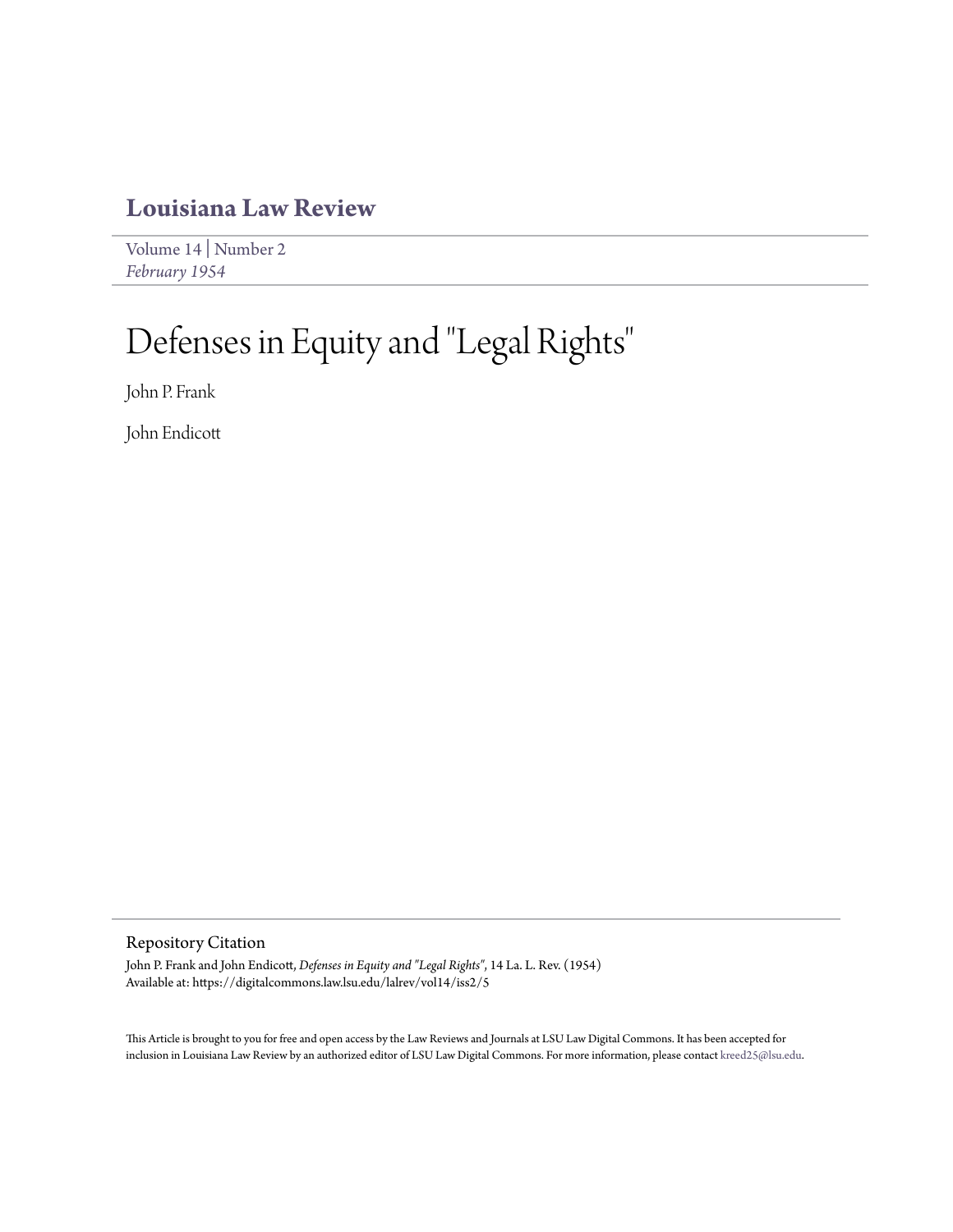# Louisiana Law Review

Volume 14 | Number 2
*February 1954*

# Defenses in Equity and "Legal Rights"

John P. Frank

John Endicott

## Repository Citation

John P. Frank and John Endicott, *Defenses in Equity and "Legal Rights"*, 14 La. L. Rev. (1954)
Available at: https://digitalcommons.law.lsu.edu/lalrev/vol14/iss2/5

This Article is brought to you for free and open access by the Law Reviews and Journals at LSU Law Digital Commons. It has been accepted for inclusion in Louisiana Law Review by an authorized editor of LSU Law Digital Commons. For more information, please contact kreed25@lsu.edu.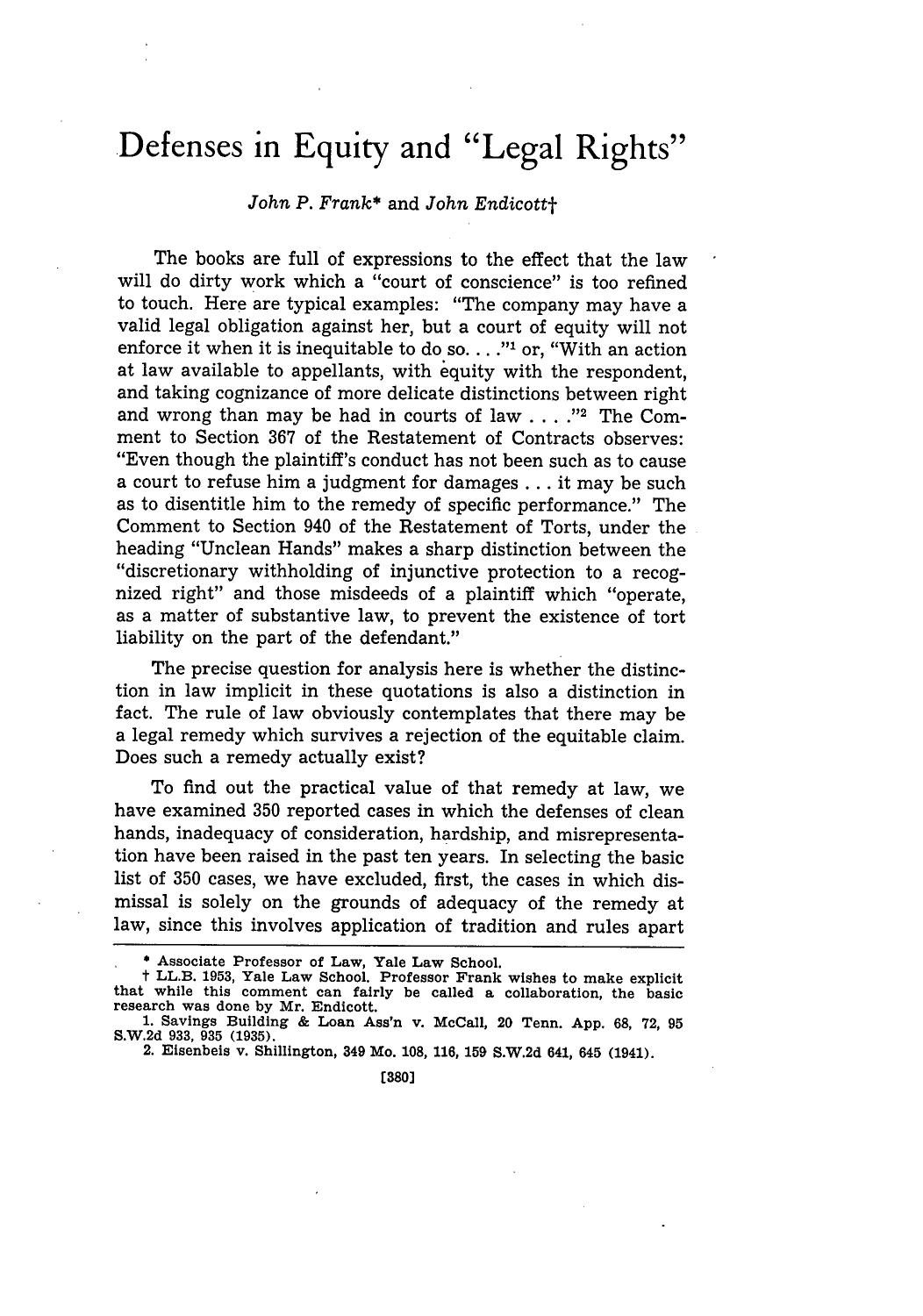# Defenses in Equity and "Legal Rights"

*John P. Frank*\* and *John Endicott*†

The books are full of expressions to the effect that the law will do dirty work which a "court of conscience" is too refined to touch. Here are typical examples: "The company may have a valid legal obligation against her, but a court of equity will not enforce it when it is inequitable to do so. . . ."[1] or, "With an action at law available to appellants, with equity with the respondent, and taking cognizance of more delicate distinctions between right and wrong than may be had in courts of law . . . ."[2] The Comment to Section 367 of the Restatement of Contracts observes: "Even though the plaintiff's conduct has not been such as to cause a court to refuse him a judgment for damages . . . it may be such as to disentitle him to the remedy of specific performance." The Comment to Section 940 of the Restatement of Torts, under the heading "Unclean Hands" makes a sharp distinction between the "discretionary withholding of injunctive protection to a recognized right" and those misdeeds of a plaintiff which "operate, as a matter of substantive law, to prevent the existence of tort liability on the part of the defendant."

The precise question for analysis here is whether the distinction in law implicit in these quotations is also a distinction in fact. The rule of law obviously contemplates that there may be a legal remedy which survives a rejection of the equitable claim. Does such a remedy actually exist?

To find out the practical value of that remedy at law, we have examined 350 reported cases in which the defenses of clean hands, inadequacy of consideration, hardship, and misrepresentation have been raised in the past ten years. In selecting the basic list of 350 cases, we have excluded, first, the cases in which dismissal is solely on the grounds of adequacy of the remedy at law, since this involves application of tradition and rules apart

---

\* Associate Professor of Law, Yale Law School.

† LL.B. 1953, Yale Law School. Professor Frank wishes to make explicit that while this comment can fairly be called a collaboration, the basic research was done by Mr. Endicott.

1. Savings Building & Loan Ass'n v. McCall, 20 Tenn. App. 68, 72, 95 S.W.2d 933, 935 (1935).

2. Eisenbeis v. Shillington, 349 Mo. 108, 116, 159 S.W.2d 641, 645 (1941).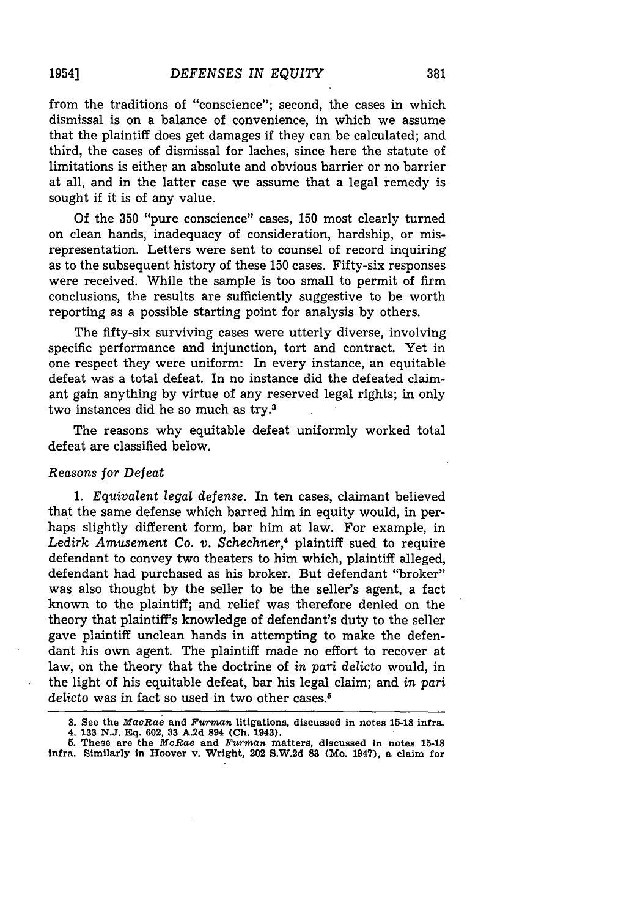from the traditions of "conscience"; second, the cases in which dismissal is on a balance of convenience, in which we assume that the plaintiff does get damages if they can be calculated; and third, the cases of dismissal for laches, since here the statute of limitations is either an absolute and obvious barrier or no barrier at all, and in the latter case we assume that a legal remedy is sought if it is of any value.

Of the 350 "pure conscience" cases, 150 most clearly turned on clean hands, inadequacy of consideration, hardship, or misrepresentation. Letters were sent to counsel of record inquiring as to the subsequent history of these 150 cases. Fifty-six responses were received. While the sample is too small to permit of firm conclusions, the results are sufficiently suggestive to be worth reporting as a possible starting point for analysis by others.

The fifty-six surviving cases were utterly diverse, involving specific performance and injunction, tort and contract. Yet in one respect they were uniform: In every instance, an equitable defeat was a total defeat. In no instance did the defeated claimant gain anything by virtue of any reserved legal rights; in only two instances did he so much as try.[3]

The reasons why equitable defeat uniformly worked total defeat are classified below.

*Reasons for Defeat*

1. *Equivalent legal defense.* In ten cases, claimant believed that the same defense which barred him in equity would, in perhaps slightly different form, bar him at law. For example, in *Ledirk Amusement Co. v. Schechner*,[4] plaintiff sued to require defendant to convey two theaters to him which, plaintiff alleged, defendant had purchased as his broker. But defendant "broker" was also thought by the seller to be the seller's agent, a fact known to the plaintiff; and relief was therefore denied on the theory that plaintiff's knowledge of defendant's duty to the seller gave plaintiff unclean hands in attempting to make the defendant his own agent. The plaintiff made no effort to recover at law, on the theory that the doctrine of *in pari delicto* would, in the light of his equitable defeat, bar his legal claim; and *in pari delicto* was in fact so used in two other cases.[5]

---

3. See the *MacRae* and *Furman* litigations, discussed in notes 15-18 infra.

4. 133 N.J. Eq. 602, 33 A.2d 894 (Ch. 1943).

5. These are the *McRae* and *Furman* matters, discussed in notes 15-18 infra. Similarly in Hoover v. Wright, 202 S.W.2d 83 (Mo. 1947), a claim for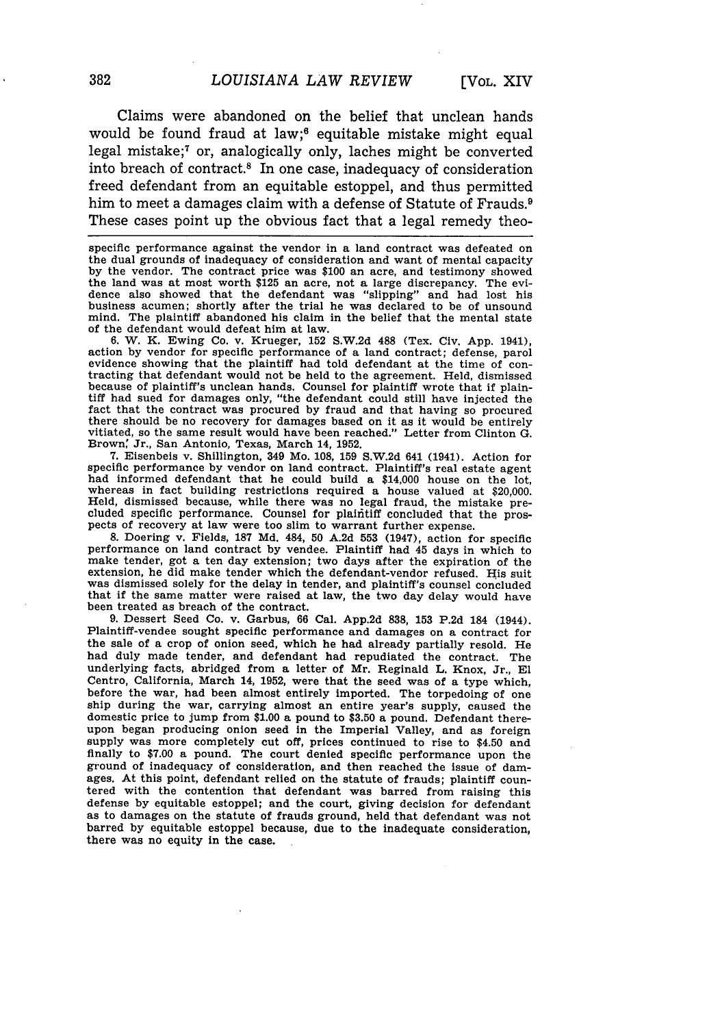Claims were abandoned on the belief that unclean hands would be found fraud at law;[6] equitable mistake might equal legal mistake;[7] or, analogically only, laches might be converted into breach of contract.[8] In one case, inadequacy of consideration freed defendant from an equitable estoppel, and thus permitted him to meet a damages claim with a defense of Statute of Frauds.[9] These cases point up the obvious fact that a legal remedy theo-

---

specific performance against the vendor in a land contract was defeated on the dual grounds of inadequacy of consideration and want of mental capacity by the vendor. The contract price was $100 an acre, and testimony showed the land was at most worth $125 an acre, not a large discrepancy. The evidence also showed that the defendant was "slipping" and had lost his business acumen; shortly after the trial he was declared to be of unsound mind. The plaintiff abandoned his claim in the belief that the mental state of the defendant would defeat him at law.

6. W. K. Ewing Co. v. Krueger, 152 S.W.2d 488 (Tex. Civ. App. 1941), action by vendor for specific performance of a land contract; defense, parol evidence showing that the plaintiff had told defendant at the time of contracting that defendant would not be held to the agreement. Held, dismissed because of plaintiff's unclean hands. Counsel for plaintiff wrote that if plaintiff had sued for damages only, "the defendant could still have injected the fact that the contract was procured by fraud and that having so procured there should be no recovery for damages based on it as it would be entirely vitiated, so the same result would have been reached." Letter from Clinton G. Brown, Jr., San Antonio, Texas, March 14, 1952.

7. Eisenbeis v. Shillington, 349 Mo. 108, 159 S.W.2d 641 (1941). Action for specific performance by vendor on land contract. Plaintiff's real estate agent had informed defendant that he could build a $14,000 house on the lot, whereas in fact building restrictions required a house valued at $20,000. Held, dismissed because, while there was no legal fraud, the mistake precluded specific performance. Counsel for plaintiff concluded that the prospects of recovery at law were too slim to warrant further expense.

8. Doering v. Fields, 187 Md. 484, 50 A.2d 553 (1947), action for specific performance on land contract by vendee. Plaintiff had 45 days in which to make tender, got a ten day extension; two days after the expiration of the extension, he did make tender which the defendant-vendor refused. His suit was dismissed solely for the delay in tender, and plaintiff's counsel concluded that if the same matter were raised at law, the two day delay would have been treated as breach of the contract.

9. Dessert Seed Co. v. Garbus, 66 Cal. App.2d 838, 153 P.2d 184 (1944). Plaintiff-vendee sought specific performance and damages on a contract for the sale of a crop of onion seed, which he had already partially resold. He had duly made tender, and defendant had repudiated the contract. The underlying facts, abridged from a letter of Mr. Reginald L. Knox, Jr., El Centro, California, March 14, 1952, were that the seed was of a type which, before the war, had been almost entirely imported. The torpedoing of one ship during the war, carrying almost an entire year's supply, caused the domestic price to jump from $1.00 a pound to $3.50 a pound. Defendant thereupon began producing onion seed in the Imperial Valley, and as foreign supply was more completely cut off, prices continued to rise to $4.50 and finally to $7.00 a pound. The court denied specific performance upon the ground of inadequacy of consideration, and then reached the issue of damages. At this point, defendant relied on the statute of frauds; plaintiff countered with the contention that defendant was barred from raising this defense by equitable estoppel; and the court, giving decision for defendant as to damages on the statute of frauds ground, held that defendant was not barred by equitable estoppel because, due to the inadequate consideration, there was no equity in the case.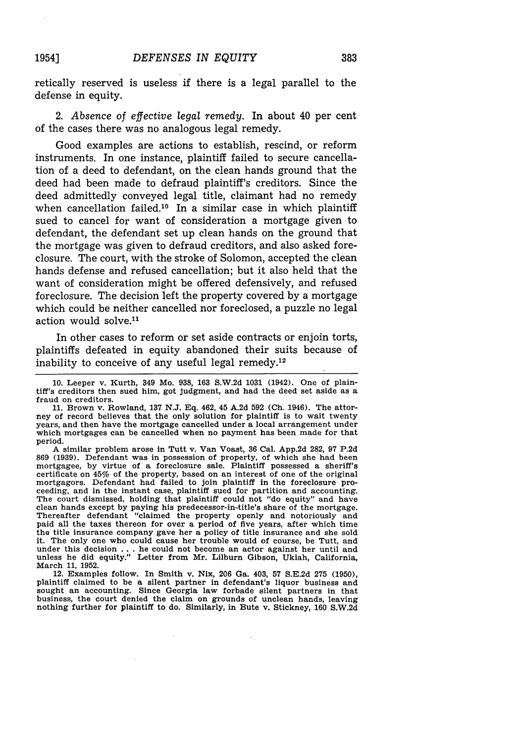retically reserved is useless if there is a legal parallel to the defense in equity.

2. *Absence of effective legal remedy.* In about 40 per cent of the cases there was no analogous legal remedy.

Good examples are actions to establish, rescind, or reform instruments. In one instance, plaintiff failed to secure cancellation of a deed to defendant, on the clean hands ground that the deed had been made to defraud plaintiff's creditors. Since the deed admittedly conveyed legal title, claimant had no remedy when cancellation failed.[10] In a similar case in which plaintiff sued to cancel for want of consideration a mortgage given to defendant, the defendant set up clean hands on the ground that the mortgage was given to defraud creditors, and also asked foreclosure. The court, with the stroke of Solomon, accepted the clean hands defense and refused cancellation; but it also held that the want of consideration might be offered defensively, and refused foreclosure. The decision left the property covered by a mortgage which could be neither cancelled nor foreclosed, a puzzle no legal action would solve.[11]

In other cases to reform or set aside contracts or enjoin torts, plaintiffs defeated in equity abandoned their suits because of inability to conceive of any useful legal remedy.[12]

---

10. Leeper v. Kurth, 349 Mo. 938, 163 S.W.2d 1031 (1942). One of plaintiff's creditors then sued him, got judgment, and had the deed set aside as a fraud on creditors.

11. Brown v. Rowland, 137 N.J. Eq. 462, 45 A.2d 592 (Ch. 1946). The attorney of record believes that the only solution for plaintiff is to wait twenty years, and then have the mortgage cancelled under a local arrangement under which mortgages can be cancelled when no payment has been made for that period.

A similar problem arose in Tutt v. Van Voast, 36 Cal. App.2d 282, 97 P.2d 869 (1939). Defendant was in possession of property, of which she had been mortgagee, by virtue of a foreclosure sale. Plaintiff possessed a sheriff's certificate on 45% of the property, based on an interest of one of the original mortgagors. Defendant had failed to join plaintiff in the foreclosure proceeding, and in the instant case, plaintiff sued for partition and accounting. The court dismissed, holding that plaintiff could not "do equity" and have clean hands except by paying his predecessor-in-title's share of the mortgage. Thereafter defendant "claimed the property openly and notoriously and paid all the taxes thereon for over a period of five years, after which time the title insurance company gave her a policy of title insurance and she sold it. The only one who could cause her trouble would of course, be Tutt, and under this decision . . . he could not become an actor against her until and unless he did equity." Letter from Mr. Lilburn Gibson, Ukiah, California, March 11, 1952.

12. Examples follow. In Smith v. Nix, 206 Ga. 403, 57 S.E.2d 275 (1950), plaintiff claimed to be a silent partner in defendant's liquor business and sought an accounting. Since Georgia law forbade silent partners in that business, the court denied the claim on grounds of unclean hands, leaving nothing further for plaintiff to do. Similarly, in Bute v. Stickney, 160 S.W.2d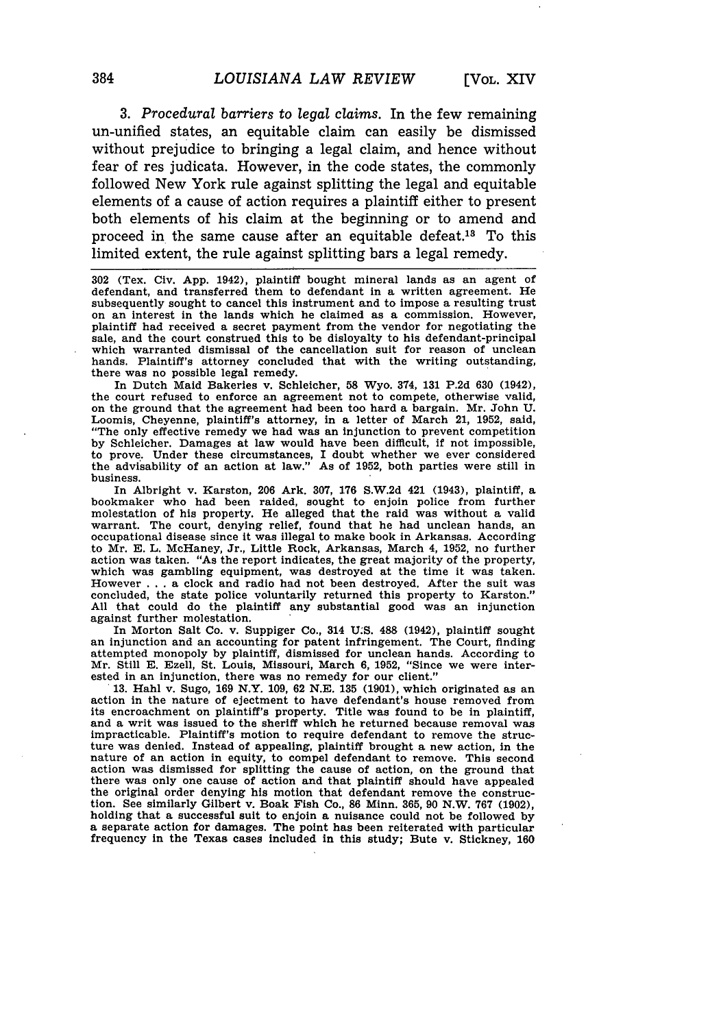3. *Procedural barriers to legal claims.* In the few remaining un-unified states, an equitable claim can easily be dismissed without prejudice to bringing a legal claim, and hence without fear of res judicata. However, in the code states, the commonly followed New York rule against splitting the legal and equitable elements of a cause of action requires a plaintiff either to present both elements of his claim at the beginning or to amend and proceed in the same cause after an equitable defeat.[13] To this limited extent, the rule against splitting bars a legal remedy.

---

302 (Tex. Civ. App. 1942), plaintiff bought mineral lands as an agent of defendant, and transferred them to defendant in a written agreement. He subsequently sought to cancel this instrument and to impose a resulting trust on an interest in the lands which he claimed as a commission. However, plaintiff had received a secret payment from the vendor for negotiating the sale, and the court construed this to be disloyalty to his defendant-principal which warranted dismissal of the cancellation suit for reason of unclean hands. Plaintiff's attorney concluded that with the writing outstanding, there was no possible legal remedy.

In Dutch Maid Bakeries v. Schleicher, 58 Wyo. 374, 131 P.2d 630 (1942), the court refused to enforce an agreement not to compete, otherwise valid, on the ground that the agreement had been too hard a bargain. Mr. John U. Loomis, Cheyenne, plaintiff's attorney, in a letter of March 21, 1952, said, "The only effective remedy we had was an injunction to prevent competition by Schleicher. Damages at law would have been difficult, if not impossible, to prove. Under these circumstances, I doubt whether we ever considered the advisability of an action at law." As of 1952, both parties were still in business.

In Albright v. Karston, 206 Ark. 307, 176 S.W.2d 421 (1943), plaintiff, a bookmaker who had been raided, sought to enjoin police from further molestation of his property. He alleged that the raid was without a valid warrant. The court, denying relief, found that he had unclean hands, an occupational disease since it was illegal to make book in Arkansas. According to Mr. E. L. McHaney, Jr., Little Rock, Arkansas, March 4, 1952, no further action was taken. "As the report indicates, the great majority of the property, which was gambling equipment, was destroyed at the time it was taken. However . . . a clock and radio had not been destroyed. After the suit was concluded, the state police voluntarily returned this property to Karston." All that could do the plaintiff any substantial good was an injunction against further molestation.

In Morton Salt Co. v. Suppiger Co., 314 U.S. 488 (1942), plaintiff sought an injunction and an accounting for patent infringement. The Court, finding attempted monopoly by plaintiff, dismissed for unclean hands. According to Mr. Still E. Ezell, St. Louis, Missouri, March 6, 1952, "Since we were interested in an injunction, there was no remedy for our client."

13. Hahl v. Sugo, 169 N.Y. 109, 62 N.E. 135 (1901), which originated as an action in the nature of ejectment to have defendant's house removed from its encroachment on plaintiff's property. Title was found to be in plaintiff, and a writ was issued to the sheriff which he returned because removal was impracticable. Plaintiff's motion to require defendant to remove the structure was denied. Instead of appealing, plaintiff brought a new action, in the nature of an action in equity, to compel defendant to remove. This second action was dismissed for splitting the cause of action, on the ground that there was only one cause of action and that plaintiff should have appealed the original order denying his motion that defendant remove the construction. See similarly Gilbert v. Boak Fish Co., 86 Minn. 365, 90 N.W. 767 (1902), holding that a successful suit to enjoin a nuisance could not be followed by a separate action for damages. The point has been reiterated with particular frequency in the Texas cases included in this study; Bute v. Stickney, 160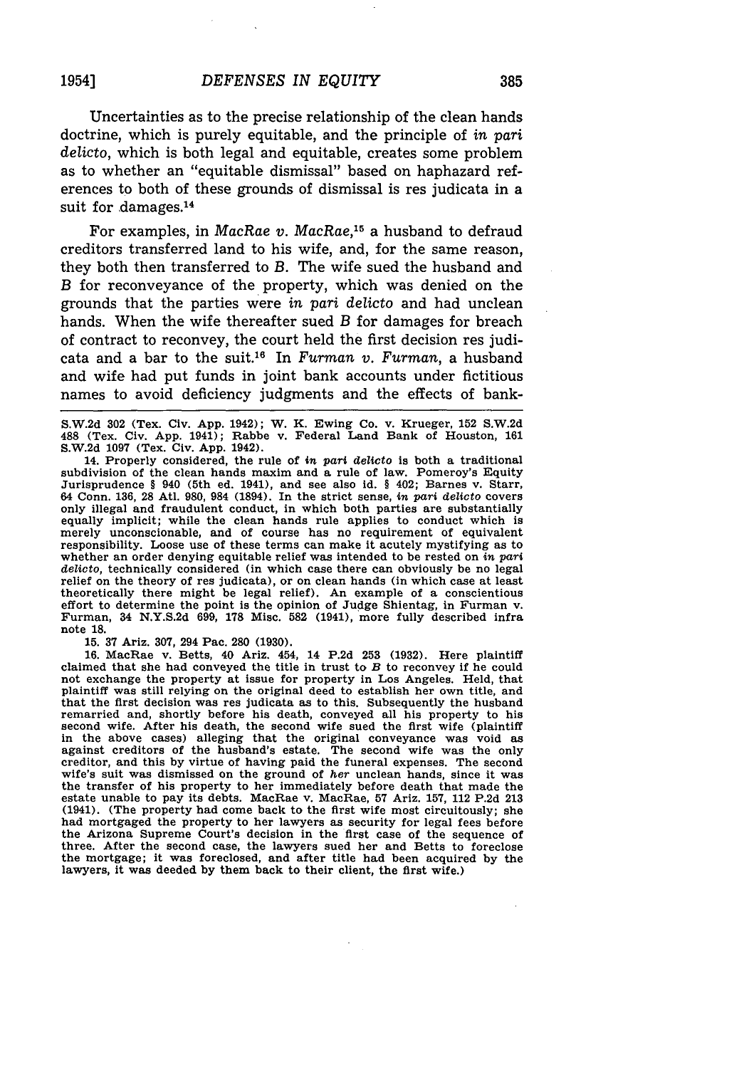Uncertainties as to the precise relationship of the clean hands doctrine, which is purely equitable, and the principle of *in pari delicto*, which is both legal and equitable, creates some problem as to whether an "equitable dismissal" based on haphazard references to both of these grounds of dismissal is res judicata in a suit for damages.[14]

For examples, in *MacRae v. MacRae*,[15] a husband to defraud creditors transferred land to his wife, and, for the same reason, they both then transferred to B. The wife sued the husband and B for reconveyance of the property, which was denied on the grounds that the parties were *in pari delicto* and had unclean hands. When the wife thereafter sued B for damages for breach of contract to reconvey, the court held the first decision res judicata and a bar to the suit.[16] In *Furman v. Furman*, a husband and wife had put funds in joint bank accounts under fictitious names to avoid deficiency judgments and the effects of bank-

---

S.W.2d 302 (Tex. Civ. App. 1942); W. K. Ewing Co. v. Krueger, 152 S.W.2d 488 (Tex. Civ. App. 1941); Rabbe v. Federal Land Bank of Houston, 161 S.W.2d 1097 (Tex. Civ. App. 1942).

14. Properly considered, the rule of *in pari delicto* is both a traditional subdivision of the clean hands maxim and a rule of law. Pomeroy's Equity Jurisprudence § 940 (5th ed. 1941), and see also id. § 402; Barnes v. Starr, 64 Conn. 136, 28 Atl. 980, 984 (1894). In the strict sense, *in pari delicto* covers only illegal and fraudulent conduct, in which both parties are substantially equally implicit; while the clean hands rule applies to conduct which is merely unconscionable, and of course has no requirement of equivalent responsibility. Loose use of these terms can make it acutely mystifying as to whether an order denying equitable relief was intended to be rested on *in pari delicto*, technically considered (in which case there can obviously be no legal relief on the theory of res judicata), or on clean hands (in which case at least theoretically there might be legal relief). An example of a conscientious effort to determine the point is the opinion of Judge Shientag, in Furman v. Furman, 34 N.Y.S.2d 699, 178 Misc. 582 (1941), more fully described infra note 18.

15. 37 Ariz. 307, 294 Pac. 280 (1930).

16. MacRae v. Betts, 40 Ariz. 454, 14 P.2d 253 (1932). Here plaintiff claimed that she had conveyed the title in trust to B to reconvey if he could not exchange the property at issue for property in Los Angeles. Held, that plaintiff was still relying on the original deed to establish her own title, and that the first decision was res judicata as to this. Subsequently the husband remarried and, shortly before his death, conveyed all his property to his second wife. After his death, the second wife sued the first wife (plaintiff in the above cases) alleging that the original conveyance was void as against creditors of the husband's estate. The second wife was the only creditor, and this by virtue of having paid the funeral expenses. The second wife's suit was dismissed on the ground of *her* unclean hands, since it was the transfer of his property to her immediately before death that made the estate unable to pay its debts. MacRae v. MacRae, 57 Ariz. 157, 112 P.2d 213 (1941). (The property had come back to the first wife most circuitously; she had mortgaged the property to her lawyers as security for legal fees before the Arizona Supreme Court's decision in the first case of the sequence of three. After the second case, the lawyers sued her and Betts to foreclose the mortgage; it was foreclosed, and after title had been acquired by the lawyers, it was deeded by them back to their client, the first wife.)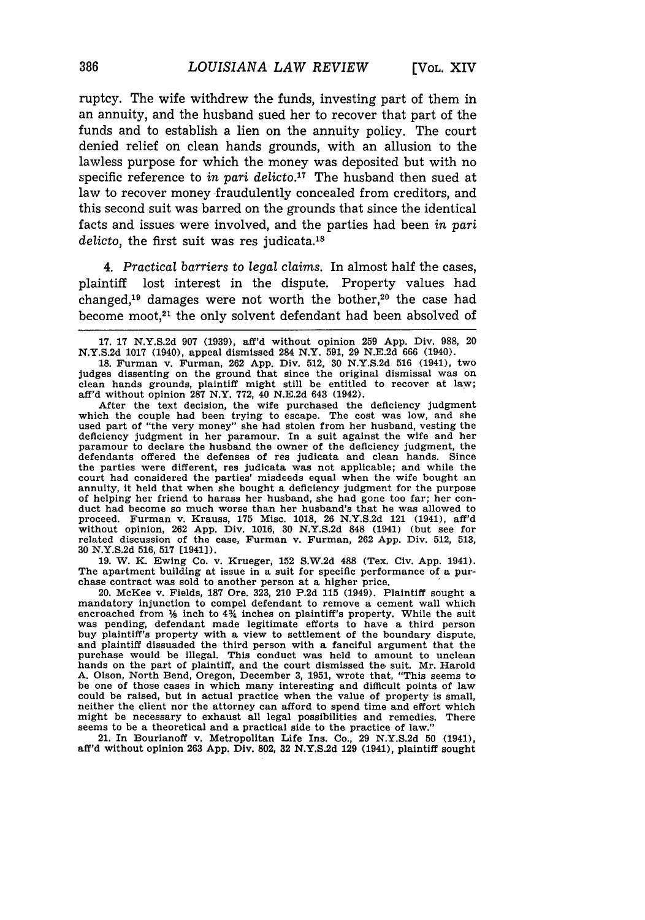ruptcy. The wife withdrew the funds, investing part of them in an annuity, and the husband sued her to recover that part of the funds and to establish a lien on the annuity policy. The court denied relief on clean hands grounds, with an allusion to the lawless purpose for which the money was deposited but with no specific reference to *in pari delicto*.[17] The husband then sued at law to recover money fraudulently concealed from creditors, and this second suit was barred on the grounds that since the identical facts and issues were involved, and the parties had been *in pari delicto*, the first suit was res judicata.[18]

4. *Practical barriers to legal claims.* In almost half the cases, plaintiff lost interest in the dispute. Property values had changed,[19] damages were not worth the bother,[20] the case had become moot,[21] the only solvent defendant had been absolved of

---

17. 17 N.Y.S.2d 907 (1939), aff'd without opinion 259 App. Div. 988, 20 N.Y.S.2d 1017 (1940), appeal dismissed 284 N.Y. 591, 29 N.E.2d 666 (1940).

18. Furman v. Furman, 262 App. Div. 512, 30 N.Y.S.2d 516 (1941), two judges dissenting on the ground that since the original dismissal was on clean hands grounds, plaintiff might still be entitled to recover at law; aff'd without opinion 287 N.Y. 772, 40 N.E.2d 643 (1942).

After the text decision, the wife purchased the deficiency judgment which the couple had been trying to escape. The cost was low, and she used part of "the very money" she had stolen from her husband, vesting the deficiency judgment in her paramour. In a suit against the wife and her paramour to declare the husband the owner of the deficiency judgment, the defendants offered the defenses of res judicata and clean hands. Since the parties were different, res judicata was not applicable; and while the court had considered the parties' misdeeds equal when the wife bought an annuity, it held that when she bought a deficiency judgment for the purpose of helping her friend to harass her husband, she had gone too far; her conduct had become so much worse than her husband's that he was allowed to proceed. Furman v. Krauss, 175 Misc. 1018, 26 N.Y.S.2d 121 (1941), aff'd without opinion, 262 App. Div. 1016, 30 N.Y.S.2d 848 (1941) (but see for related discussion of the case, Furman v. Furman, 262 App. Div. 512, 513, 30 N.Y.S.2d 516, 517 [1941]).

19. W. K. Ewing Co. v. Krueger, 152 S.W.2d 488 (Tex. Civ. App. 1941). The apartment building at issue in a suit for specific performance of a purchase contract was sold to another person at a higher price.

20. McKee v. Fields, 187 Ore. 323, 210 P.2d 115 (1949). Plaintiff sought a mandatory injunction to compel defendant to remove a cement wall which encroached from ⅛ inch to 4¾ inches on plaintiff's property. While the suit was pending, defendant made legitimate efforts to have a third person buy plaintiff's property with a view to settlement of the boundary dispute, and plaintiff dissuaded the third person with a fanciful argument that the purchase would be illegal. This conduct was held to amount to unclean hands on the part of plaintiff, and the court dismissed the suit. Mr. Harold A. Olson, North Bend, Oregon, December 3, 1951, wrote that, "This seems to be one of those cases in which many interesting and difficult points of law could be raised, but in actual practice when the value of property is small, neither the client nor the attorney can afford to spend time and effort which might be necessary to exhaust all legal possibilities and remedies. There seems to be a theoretical and a practical side to the practice of law."

21. In Bourianoff v. Metropolitan Life Ins. Co., 29 N.Y.S.2d 50 (1941), aff'd without opinion 263 App. Div. 802, 32 N.Y.S.2d 129 (1941), plaintiff sought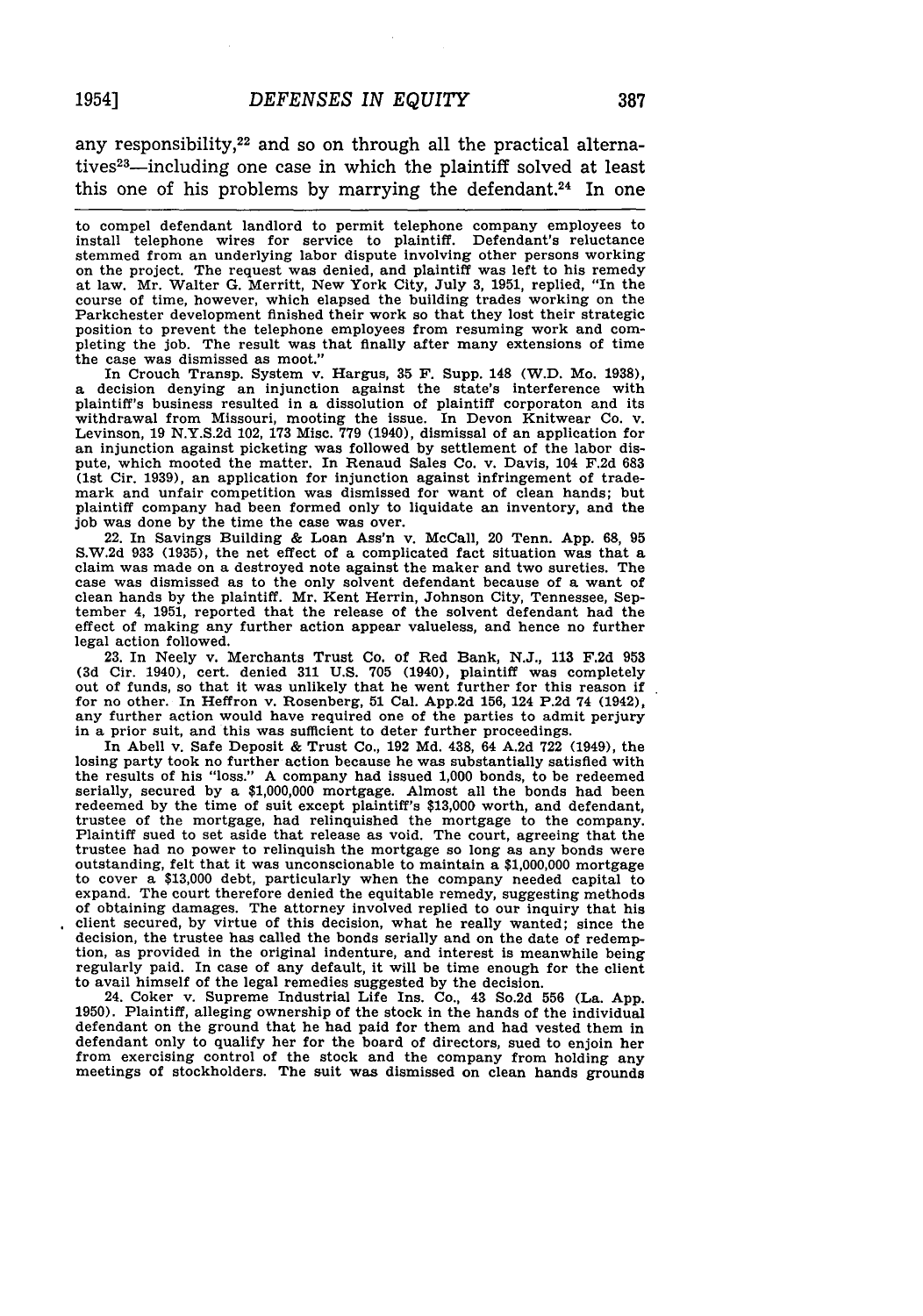any responsibility,[22] and so on through all the practical alternatives[23]—including one case in which the plaintiff solved at least this one of his problems by marrying the defendant.[24] In one

---

to compel defendant landlord to permit telephone company employees to install telephone wires for service to plaintiff. Defendant's reluctance stemmed from an underlying labor dispute involving other persons working on the project. The request was denied, and plaintiff was left to his remedy at law. Mr. Walter G. Merritt, New York City, July 3, 1951, replied, "In the course of time, however, which elapsed the building trades working on the Parkchester development finished their work so that they lost their strategic position to prevent the telephone employees from resuming work and completing the job. The result was that finally after many extensions of time the case was dismissed as moot."

In Crouch Transp. System v. Hargus, 35 F. Supp. 148 (W.D. Mo. 1938), a decision denying an injunction against the state's interference with plaintiff's business resulted in a dissolution of plaintiff corporaton and its withdrawal from Missouri, mooting the issue. In Devon Knitwear Co. v. Levinson, 19 N.Y.S.2d 102, 173 Misc. 779 (1940), dismissal of an application for an injunction against picketing was followed by settlement of the labor dispute, which mooted the matter. In Renaud Sales Co. v. Davis, 104 F.2d 683 (1st Cir. 1939), an application for injunction against infringement of trademark and unfair competition was dismissed for want of clean hands; but plaintiff company had been formed only to liquidate an inventory, and the job was done by the time the case was over.

22. In Savings Building & Loan Ass'n v. McCall, 20 Tenn. App. 68, 95 S.W.2d 933 (1935), the net effect of a complicated fact situation was that a claim was made on a destroyed note against the maker and two sureties. The case was dismissed as to the only solvent defendant because of a want of clean hands by the plaintiff. Mr. Kent Herrin, Johnson City, Tennessee, September 4, 1951, reported that the release of the solvent defendant had the effect of making any further action appear valueless, and hence no further legal action followed.

23. In Neely v. Merchants Trust Co. of Red Bank, N.J., 113 F.2d 953 (3d Cir. 1940), cert. denied 311 U.S. 705 (1940), plaintiff was completely out of funds, so that it was unlikely that he went further for this reason if for no other. In Heffron v. Rosenberg, 51 Cal. App.2d 156, 124 P.2d 74 (1942), any further action would have required one of the parties to admit perjury in a prior suit, and this was sufficient to deter further proceedings.

In Abell v. Safe Deposit & Trust Co., 192 Md. 438, 64 A.2d 722 (1949), the losing party took no further action because he was substantially satisfied with the results of his "loss." A company had issued 1,000 bonds, to be redeemed serially, secured by a $1,000,000 mortgage. Almost all the bonds had been redeemed by the time of suit except plaintiff's $13,000 worth, and defendant, trustee of the mortgage, had relinquished the mortgage to the company. Plaintiff sued to set aside that release as void. The court, agreeing that the trustee had no power to relinquish the mortgage so long as any bonds were outstanding, felt that it was unconscionable to maintain a $1,000,000 mortgage to cover a $13,000 debt, particularly when the company needed capital to expand. The court therefore denied the equitable remedy, suggesting methods of obtaining damages. The attorney involved replied to our inquiry that his client secured, by virtue of this decision, what he really wanted; since the decision, the trustee has called the bonds serially and on the date of redemption, as provided in the original indenture, and interest is meanwhile being regularly paid. In case of any default, it will be time enough for the client to avail himself of the legal remedies suggested by the decision.

24. Coker v. Supreme Industrial Life Ins. Co., 43 So.2d 556 (La. App. 1950). Plaintiff, alleging ownership of the stock in the hands of the individual defendant on the ground that he had paid for them and had vested them in defendant only to qualify her for the board of directors, sued to enjoin her from exercising control of the stock and the company from holding any meetings of stockholders. The suit was dismissed on clean hands grounds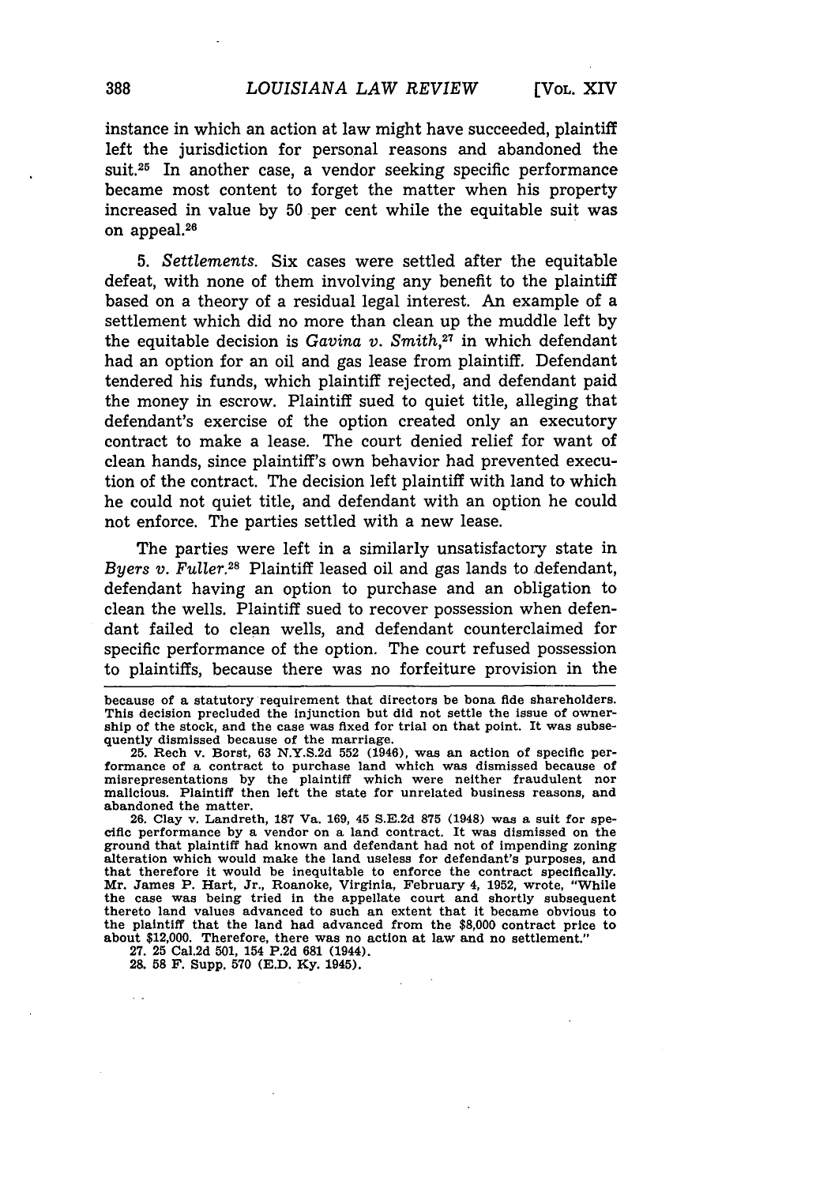instance in which an action at law might have succeeded, plaintiff left the jurisdiction for personal reasons and abandoned the suit.[25] In another case, a vendor seeking specific performance became most content to forget the matter when his property increased in value by 50 per cent while the equitable suit was on appeal.[26]

5. *Settlements.* Six cases were settled after the equitable defeat, with none of them involving any benefit to the plaintiff based on a theory of a residual legal interest. An example of a settlement which did no more than clean up the muddle left by the equitable decision is *Gavina v. Smith*,[27] in which defendant had an option for an oil and gas lease from plaintiff. Defendant tendered his funds, which plaintiff rejected, and defendant paid the money in escrow. Plaintiff sued to quiet title, alleging that defendant's exercise of the option created only an executory contract to make a lease. The court denied relief for want of clean hands, since plaintiff's own behavior had prevented execution of the contract. The decision left plaintiff with land to which he could not quiet title, and defendant with an option he could not enforce. The parties settled with a new lease.

The parties were left in a similarly unsatisfactory state in *Byers v. Fuller*.[28] Plaintiff leased oil and gas lands to defendant, defendant having an option to purchase and an obligation to clean the wells. Plaintiff sued to recover possession when defendant failed to clean wells, and defendant counterclaimed for specific performance of the option. The court refused possession to plaintiffs, because there was no forfeiture provision in the

---

because of a statutory requirement that directors be bona fide shareholders. This decision precluded the injunction but did not settle the issue of ownership of the stock, and the case was fixed for trial on that point. It was subsequently dismissed because of the marriage.

25. Rech v. Borst, 63 N.Y.S.2d 552 (1946), was an action of specific performance of a contract to purchase land which was dismissed because of misrepresentations by the plaintiff which were neither fraudulent nor malicious. Plaintiff then left the state for unrelated business reasons, and abandoned the matter.

26. Clay v. Landreth, 187 Va. 169, 45 S.E.2d 875 (1948) was a suit for specific performance by a vendor on a land contract. It was dismissed on the ground that plaintiff had known and defendant had not of impending zoning alteration which would make the land useless for defendant's purposes, and that therefore it would be inequitable to enforce the contract specifically. Mr. James P. Hart, Jr., Roanoke, Virginia, February 4, 1952, wrote, "While the case was being tried in the appellate court and shortly subsequent thereto land values advanced to such an extent that it became obvious to the plaintiff that the land had advanced from the $8,000 contract price to about $12,000. Therefore, there was no action at law and no settlement."

27. 25 Cal.2d 501, 154 P.2d 681 (1944).

28. 58 F. Supp. 570 (E.D. Ky. 1945).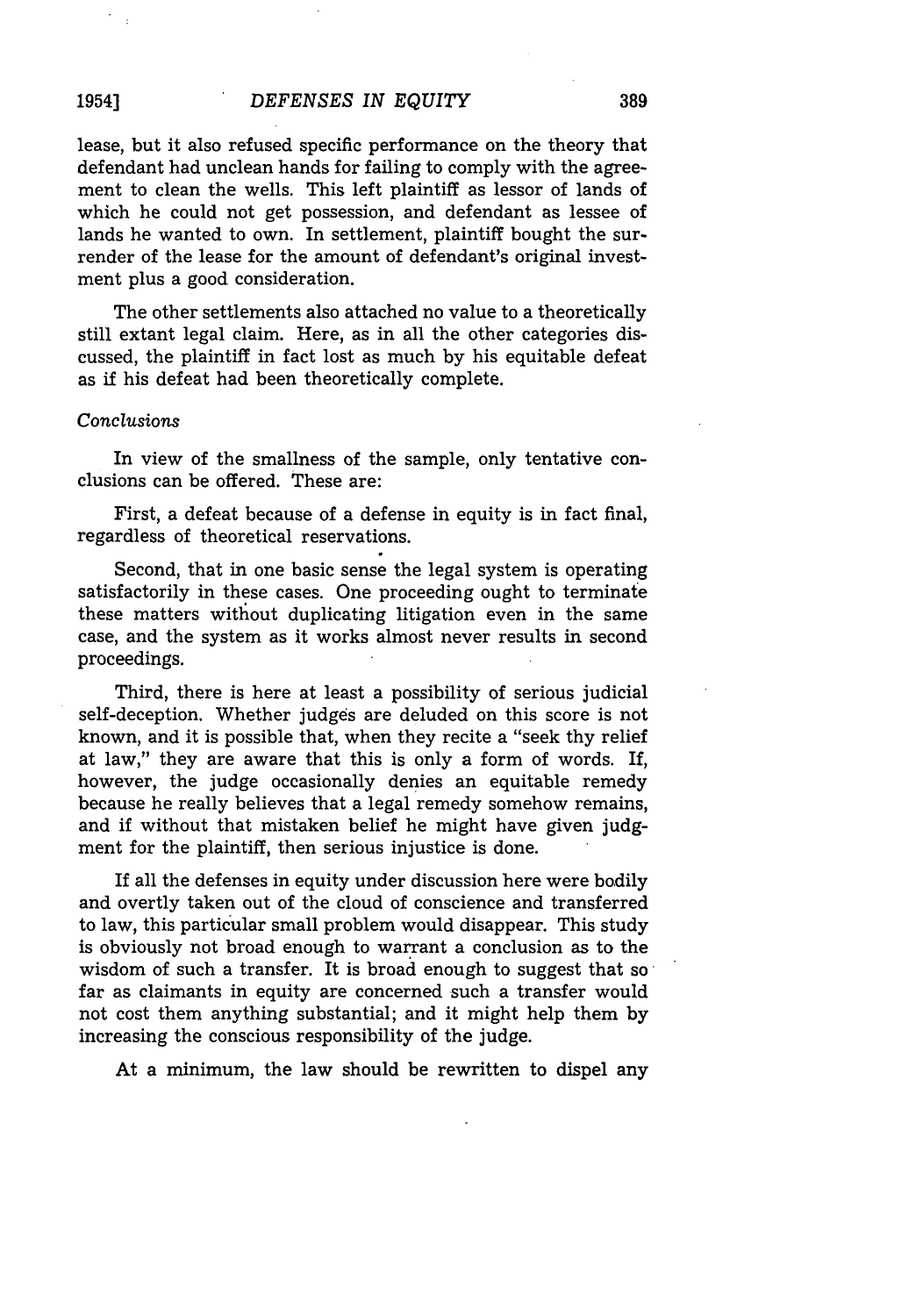lease, but it also refused specific performance on the theory that defendant had unclean hands for failing to comply with the agreement to clean the wells. This left plaintiff as lessor of lands of which he could not get possession, and defendant as lessee of lands he wanted to own. In settlement, plaintiff bought the surrender of the lease for the amount of defendant's original investment plus a good consideration.

The other settlements also attached no value to a theoretically still extant legal claim. Here, as in all the other categories discussed, the plaintiff in fact lost as much by his equitable defeat as if his defeat had been theoretically complete.

*Conclusions*

In view of the smallness of the sample, only tentative conclusions can be offered. These are:

First, a defeat because of a defense in equity is in fact final, regardless of theoretical reservations.

Second, that in one basic sense the legal system is operating satisfactorily in these cases. One proceeding ought to terminate these matters without duplicating litigation even in the same case, and the system as it works almost never results in second proceedings.

Third, there is here at least a possibility of serious judicial self-deception. Whether judges are deluded on this score is not known, and it is possible that, when they recite a "seek thy relief at law," they are aware that this is only a form of words. If, however, the judge occasionally denies an equitable remedy because he really believes that a legal remedy somehow remains, and if without that mistaken belief he might have given judgment for the plaintiff, then serious injustice is done.

If all the defenses in equity under discussion here were bodily and overtly taken out of the cloud of conscience and transferred to law, this particular small problem would disappear. This study is obviously not broad enough to warrant a conclusion as to the wisdom of such a transfer. It is broad enough to suggest that so far as claimants in equity are concerned such a transfer would not cost them anything substantial; and it might help them by increasing the conscious responsibility of the judge.

At a minimum, the law should be rewritten to dispel any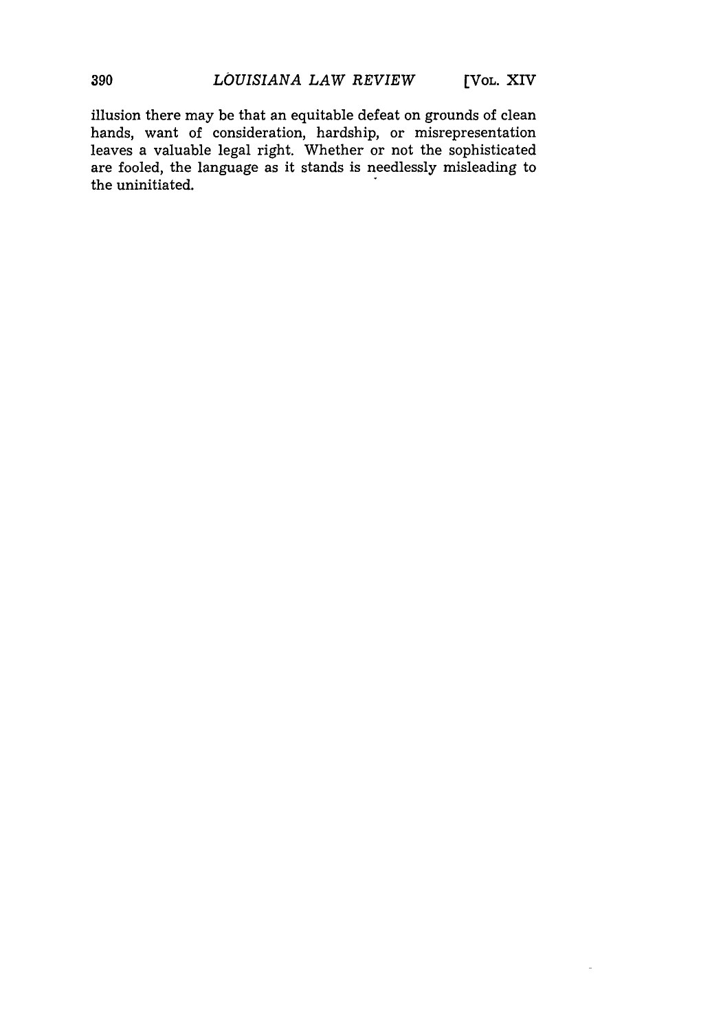illusion there may be that an equitable defeat on grounds of clean hands, want of consideration, hardship, or misrepresentation leaves a valuable legal right. Whether or not the sophisticated are fooled, the language as it stands is needlessly misleading to the uninitiated.